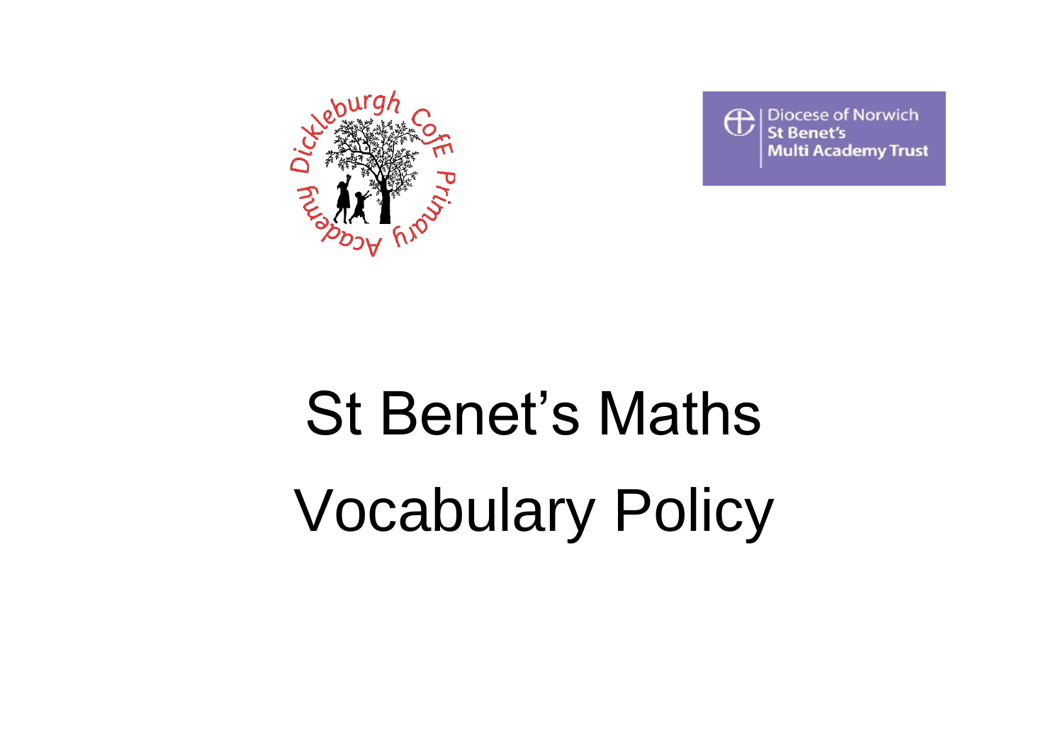Dickleburgh CofE Primary Academy

Diocese of Norwich
St Benet's
Multi Academy Trust

# St Benet's Maths Vocabulary Policy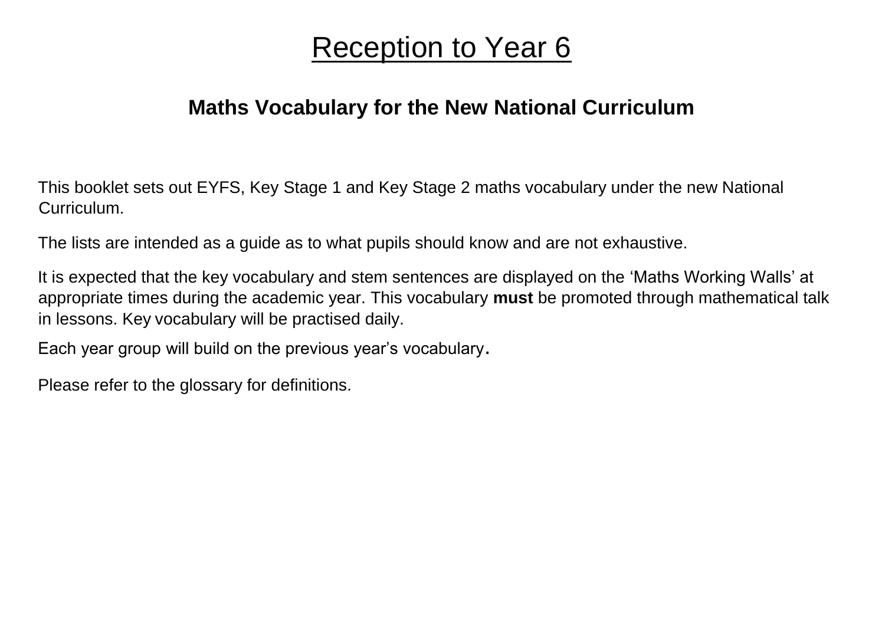# Reception to Year 6

## Maths Vocabulary for the New National Curriculum

This booklet sets out EYFS, Key Stage 1 and Key Stage 2 maths vocabulary under the new National Curriculum.

The lists are intended as a guide as to what pupils should know and are not exhaustive.

It is expected that the key vocabulary and stem sentences are displayed on the 'Maths Working Walls' at appropriate times during the academic year. This vocabulary **must** be promoted through mathematical talk in lessons. Key vocabulary will be practised daily.

Each year group will build on the previous year's vocabulary.

Please refer to the glossary for definitions.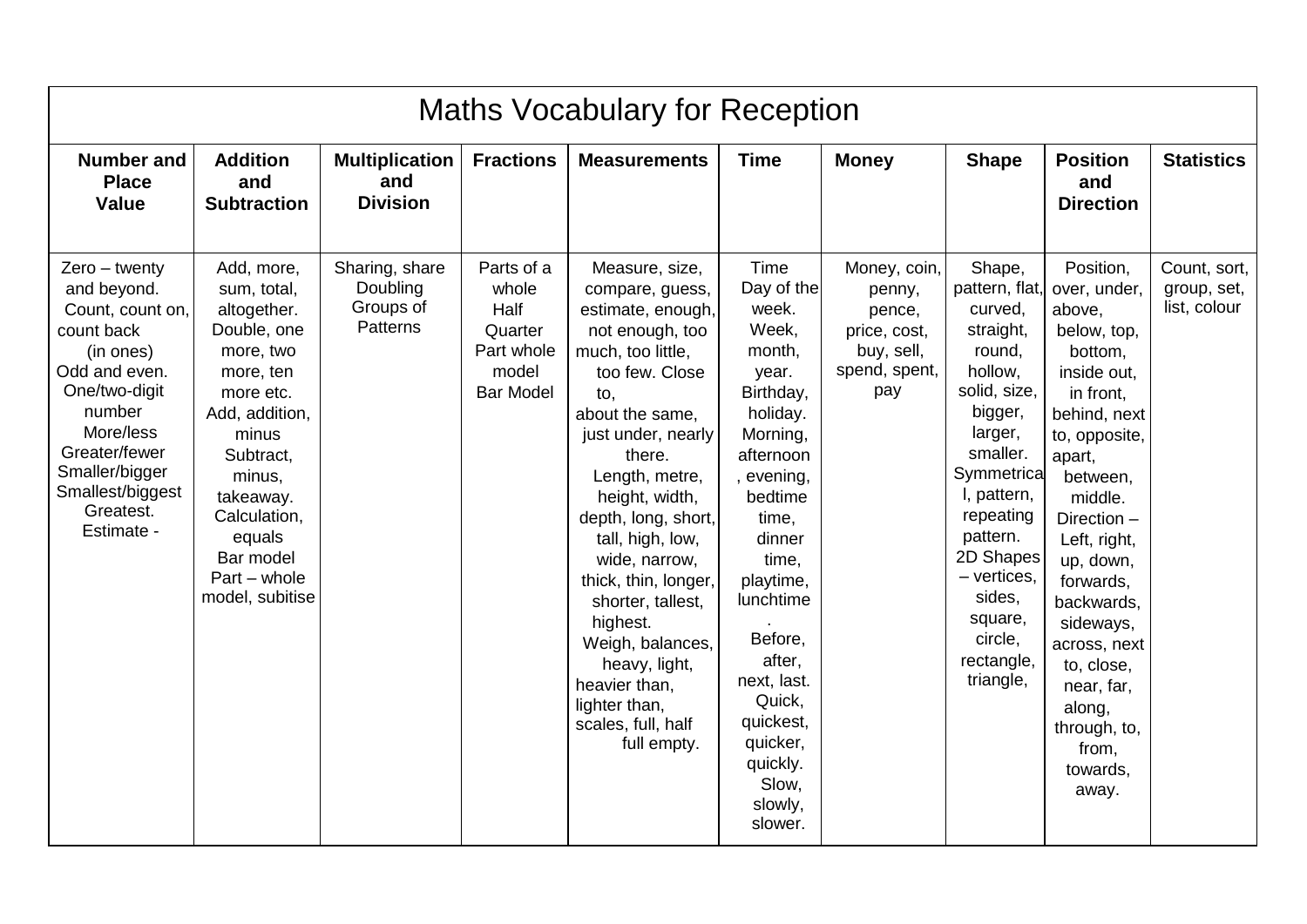| Maths Vocabulary for Reception | | | | | | | | | |
|---|---|---|---|---|---|---|---|---|---|
| **Number and Place Value** | **Addition and Subtraction** | **Multiplication and Division** | **Fractions** | **Measurements** | **Time** | **Money** | **Shape** | **Position and Direction** | **Statistics** |
| Zero – twenty and beyond. Count, count on, count back (in ones) Odd and even. One/two-digit number More/less Greater/fewer Smaller/bigger Smallest/biggest Greatest. Estimate - | Add, more, sum, total, altogether. Double, one more, two more, ten more etc. Add, addition, minus Subtract, minus, takeaway. Calculation, equals Bar model Part – whole model, subitise | Sharing, share Doubling Groups of Patterns | Parts of a whole Half Quarter Part whole model Bar Model | Measure, size, compare, guess, estimate, enough, not enough, too much, too little, too few. Close to, about the same, just under, nearly there. Length, metre, height, width, depth, long, short, tall, high, low, wide, narrow, thick, thin, longer, shorter, tallest, highest. Weigh, balances, heavy, light, heavier than, lighter than, scales, full, half full empty. | Time Day of the week. Week, month, year. Birthday, holiday. Morning, afternoon, evening, bedtime time, dinner time, playtime, lunchtime. Before, after, next, last. Quick, quickest, quicker, quickly. Slow, slowly, slower. | Money, coin, penny, pence, price, cost, buy, sell, spend, spent, pay | Shape, pattern, flat, curved, straight, round, hollow, solid, size, bigger, larger, smaller. Symmetrical, pattern, repeating pattern. 2D Shapes – vertices, sides, square, circle, rectangle, triangle, | Position, over, under, above, below, top, bottom, inside out, in front, behind, next to, opposite, apart, between, middle. Direction – Left, right, up, down, forwards, backwards, sideways, across, next to, close, near, far, along, through, to, from, towards, away. | Count, sort, group, set, list, colour |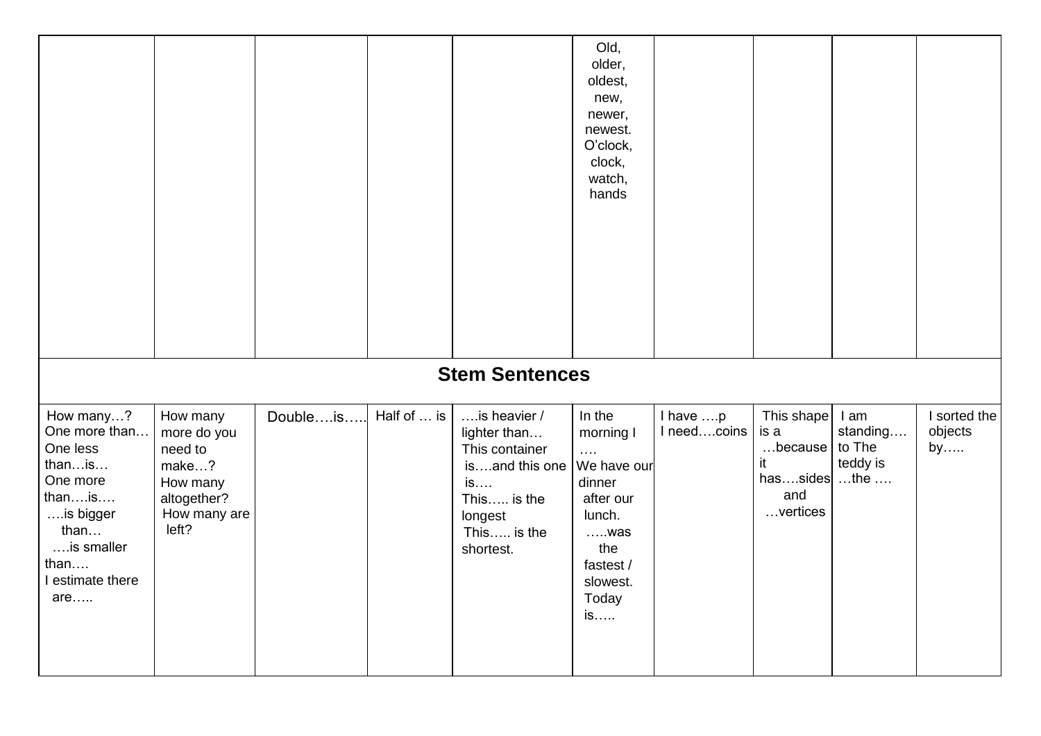| | | | | | Old, older, oldest, new, newer, newest. O'clock, clock, watch, hands | | | | |
|---|---|---|---|---|---|---|---|---|---|
| **Stem Sentences** | | | | | | | | | |
| How many…? One more than… One less than…is… One more than….is…. ….is bigger than… ….is smaller than…. I estimate there are….. | How many more do you need to make…? How many altogether? How many are left? | Double….is….. | Half of … is | ….is heavier / lighter than… This container is….and this one is…. This….. is the longest This….. is the shortest. | In the morning I …. We have our dinner after our lunch. …..was the fastest / slowest. Today is….. | I have ….p I need….coins | This shape is a …because it has….sides and …vertices | I am standing…. to The teddy is …the …. | I sorted the objects by….. |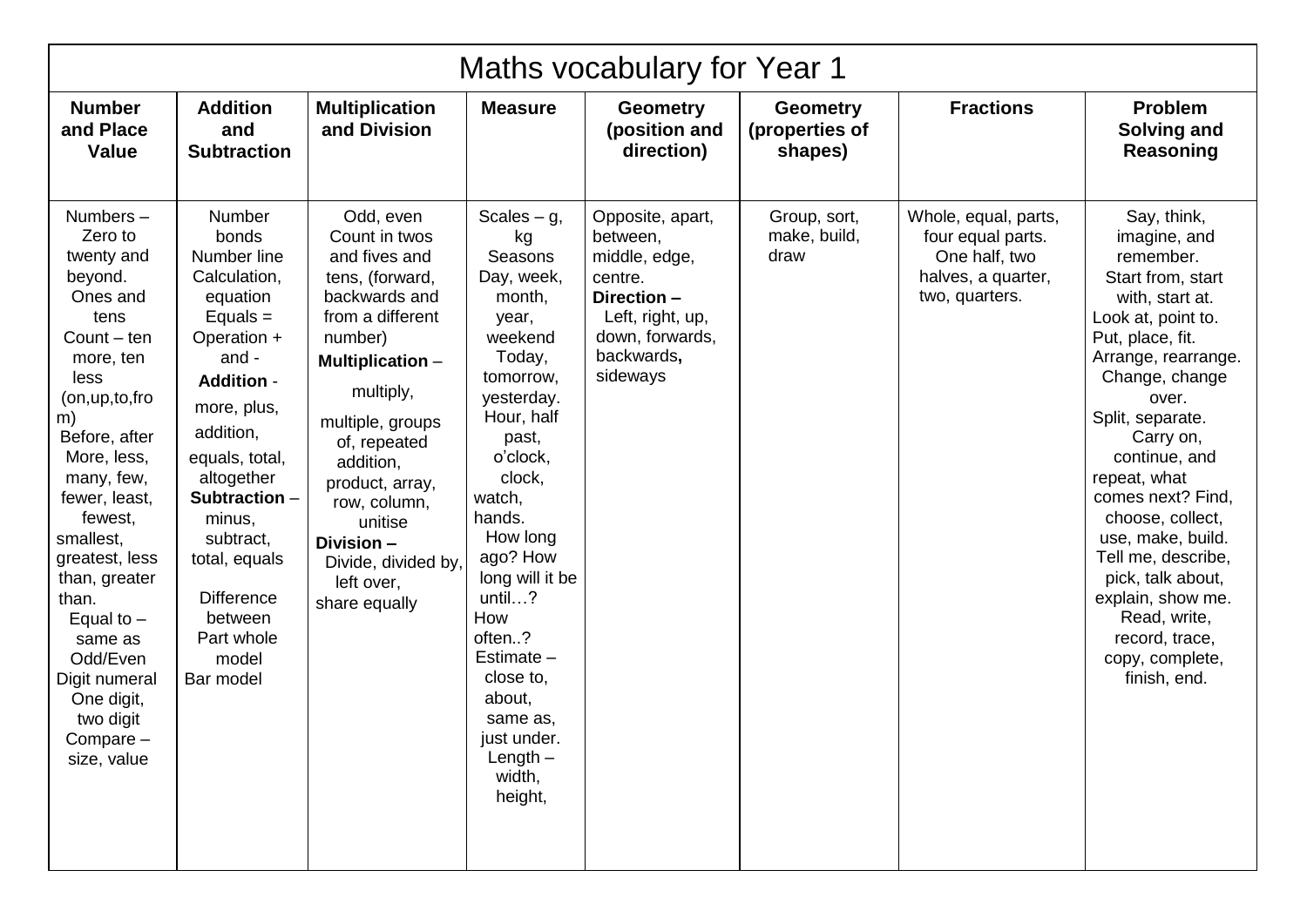# Maths vocabulary for Year 1

| Number and Place Value | Addition and Subtraction | Multiplication and Division | Measure | Geometry (position and direction) | Geometry (properties of shapes) | Fractions | Problem Solving and Reasoning |
|---|---|---|---|---|---|---|---|
| Numbers – Zero to twenty and beyond. Ones and tens Count – ten more, ten less (on,up,to,from) Before, after More, less, many, few, fewer, least, fewest, smallest, greatest, less than, greater than. Equal to – same as Odd/Even Digit numeral One digit, two digit Compare – size, value | Number bonds Number line Calculation, equation Equals = Operation + and - **Addition** - more, plus, addition, equals, total, altogether **Subtraction** – minus, subtract, total, equals Difference between Part whole model Bar model | Odd, even Count in twos and fives and tens, (forward, backwards and from a different number) **Multiplication** – multiply, multiple, groups of, repeated addition, product, array, row, column, unitise **Division –** Divide, divided by, left over, share equally | Scales – g, kg Seasons Day, week, month, year, weekend Today, tomorrow, yesterday. Hour, half past, o'clock, clock, watch, hands. How long ago? How long will it be until…? How often..? Estimate – close to, about, same as, just under. Length – width, height, | Opposite, apart, between, middle, edge, centre. **Direction –** Left, right, up, down, forwards, backwards**,** sideways | Group, sort, make, build, draw | Whole, equal, parts, four equal parts. One half, two halves, a quarter, two, quarters. | Say, think, imagine, and remember. Start from, start with, start at. Look at, point to. Put, place, fit. Arrange, rearrange. Change, change over. Split, separate. Carry on, continue, and repeat, what comes next? Find, choose, collect, use, make, build. Tell me, describe, pick, talk about, explain, show me. Read, write, record, trace, copy, complete, finish, end. |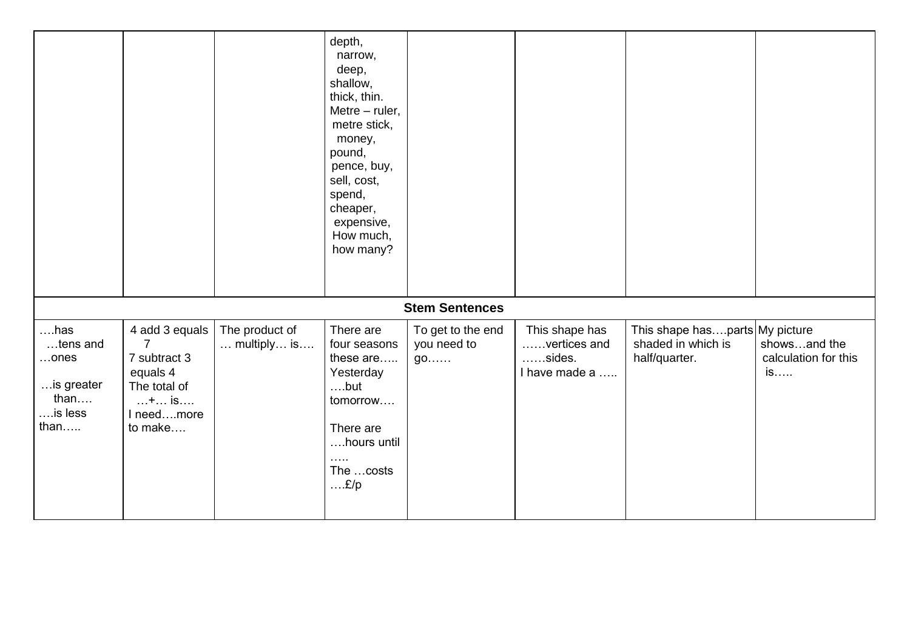|  |  |  | depth, narrow, deep, shallow, thick, thin. Metre – ruler, metre stick, money, pound, pence, buy, sell, cost, spend, cheaper, expensive, How much, how many? |  |  |  |  |
|---|---|---|---|---|---|---|---|
| **Stem Sentences** | | | | | | | |
| ….has …tens and …ones<br><br>…is greater than….<br>….is less than….. | 4 add 3 equals 7<br>7 subtract 3 equals 4<br>The total of …+… is….<br>I need….more to make…. | The product of … multiply… is…. | There are four seasons these are…..<br>Yesterday ….but tomorrow….<br><br>There are ….hours until …..<br>The …costs ….£/p | To get to the end you need to go…… | This shape has ……vertices and ……sides.<br>I have made a ….. | This shape has….parts shaded in which is half/quarter. | My picture shows…and the calculation for this is….. |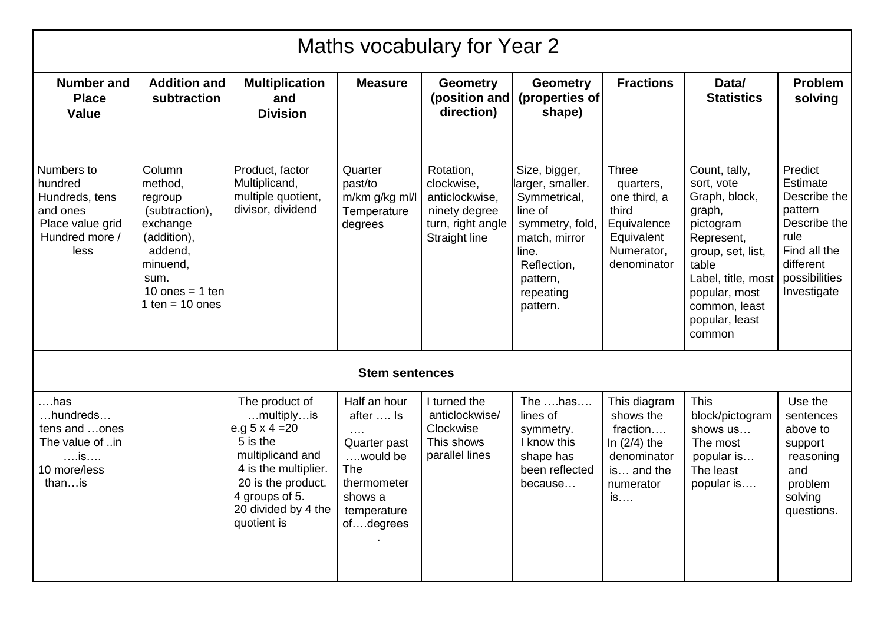# Maths vocabulary for Year 2

| Number and Place Value | Addition and subtraction | Multiplication and Division | Measure | Geometry (position and direction) | Geometry (properties of shape) | Fractions | Data/ Statistics | Problem solving |
|---|---|---|---|---|---|---|---|---|
| Numbers to hundred<br>Hundreds, tens and ones<br>Place value grid<br>Hundred more / less | Column method, regroup (subtraction), exchange (addition), addend, minuend, sum.<br>10 ones = 1 ten<br>1 ten = 10 ones | Product, factor Multiplicand, multiple quotient, divisor, dividend | Quarter past/to<br>m/km g/kg ml/l<br>Temperature degrees | Rotation, clockwise, anticlockwise, ninety degree turn, right angle<br>Straight line | Size, bigger, larger, smaller.<br>Symmetrical, line of symmetry, fold, match, mirror line.<br>Reflection, pattern, repeating pattern. | Three quarters, one third, a third<br>Equivalence<br>Equivalent<br>Numerator, denominator | Count, tally, sort, vote<br>Graph, block, graph, pictogram<br>Represent, group, set, list, table<br>Label, title, most popular, most common, least popular, least common | Predict<br>Estimate<br>Describe the pattern<br>Describe the rule<br>Find all the different possibilities<br>Investigate |
| **Stem sentences** | | | | | | | | |
| ….has …hundreds… tens and …ones<br>The value of ..in ….is….<br>10 more/less than…is | | The product of …multiply…is<br>e.g 5 x 4 =20<br>5 is the multiplicand and 4 is the multiplier.<br>20 is the product.<br>4 groups of 5.<br>20 divided by 4 the quotient is | Half an hour after …. Is ….<br>Quarter past ….would be<br>The thermometer shows a temperature of….degrees . | I turned the anticlockwise/ Clockwise<br>This shows parallel lines | The ….has…. lines of symmetry.<br>I know this shape has been reflected because… | This diagram shows the fraction….<br>In (2/4) the denominator is… and the numerator is…. | This block/pictogram shows us…<br>The most popular is…<br>The least popular is…. | Use the sentences above to support reasoning and problem solving questions. |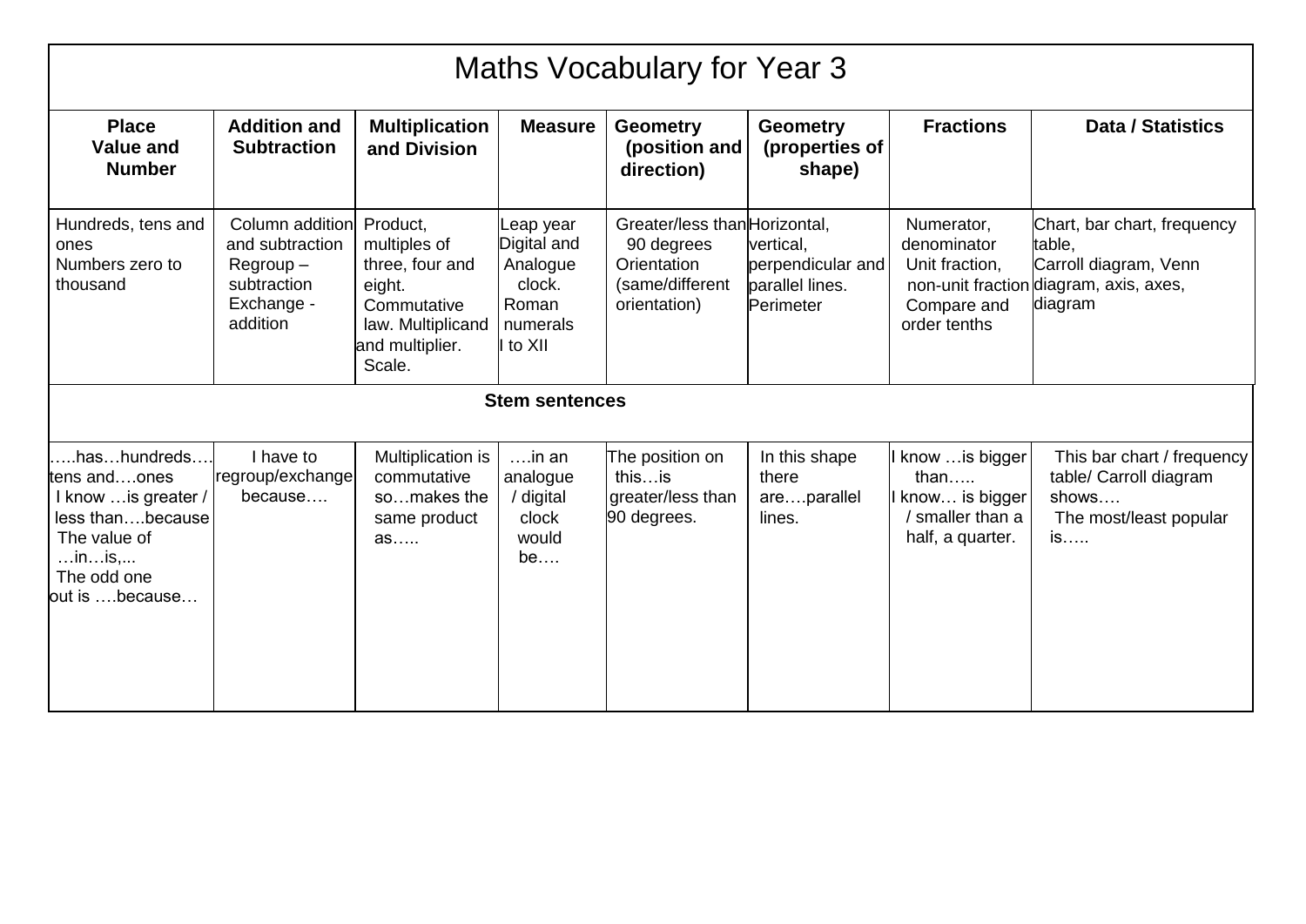# Maths Vocabulary for Year 3

| Place Value and Number | Addition and Subtraction | Multiplication and Division | Measure | Geometry (position and direction) | Geometry (properties of shape) | Fractions | Data / Statistics |
|---|---|---|---|---|---|---|---|
| Hundreds, tens and ones<br>Numbers zero to thousand | Column addition and subtraction<br>Regroup – subtraction<br>Exchange - addition | Product, multiples of three, four and eight.<br>Commutative law. Multiplicand and multiplier.<br>Scale. | Leap year<br>Digital and Analogue clock.<br>Roman numerals I to XII | Greater/less than 90 degrees<br>Orientation (same/different orientation) | Horizontal, vertical, perpendicular and parallel lines.<br>Perimeter | Numerator, denominator<br>Unit fraction, non-unit fraction<br>Compare and order tenths | Chart, bar chart, frequency table,<br>Carroll diagram, Venn diagram, axis, axes, diagram |
| **Stem sentences** | | | | | | | |
| …..has…hundreds….tens and….ones<br>I know …is greater / less than….because<br>The value of …in…is,...<br>The odd one out is ….because… | I have to regroup/exchange because…. | Multiplication is commutative so…makes the same product as….. | ….in an analogue / digital clock would be…. | The position on this…is greater/less than 90 degrees. | In this shape there are….parallel lines. | I know …is bigger than…..<br>I know… is bigger / smaller than a half, a quarter. | This bar chart / frequency table/ Carroll diagram shows….<br>The most/least popular is….. |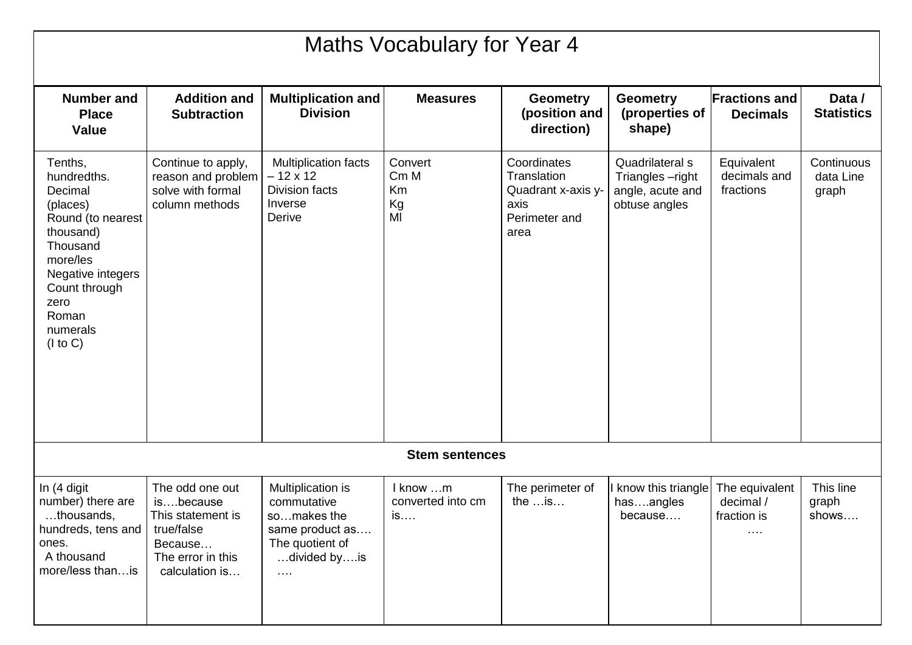# Maths Vocabulary for Year 4

| Number and Place Value | Addition and Subtraction | Multiplication and Division | Measures | Geometry (position and direction) | Geometry (properties of shape) | Fractions and Decimals | Data / Statistics |
|---|---|---|---|---|---|---|---|
| Tenths, hundredths. Decimal (places) Round (to nearest thousand) Thousand more/les Negative integers Count through zero Roman numerals (I to C) | Continue to apply, reason and problem solve with formal column methods | Multiplication facts – 12 x 12 Division facts Inverse Derive | Convert Cm M Km Kg Ml | Coordinates Translation Quadrant x-axis y-axis Perimeter and area | Quadrilateral s Triangles –right angle, acute and obtuse angles | Equivalent decimals and fractions | Continuous data Line graph |
| **Stem sentences** | | | | | | | |
| In (4 digit number) there are …thousands, hundreds, tens and ones. A thousand more/less than…is | The odd one out is….because This statement is true/false Because… The error in this calculation is… | Multiplication is commutative so…makes the same product as…. The quotient of …divided by….is …. | I know …m converted into cm is…. | The perimeter of the …is… | I know this triangle has….angles because…. | The equivalent decimal / fraction is …. | This line graph shows…. |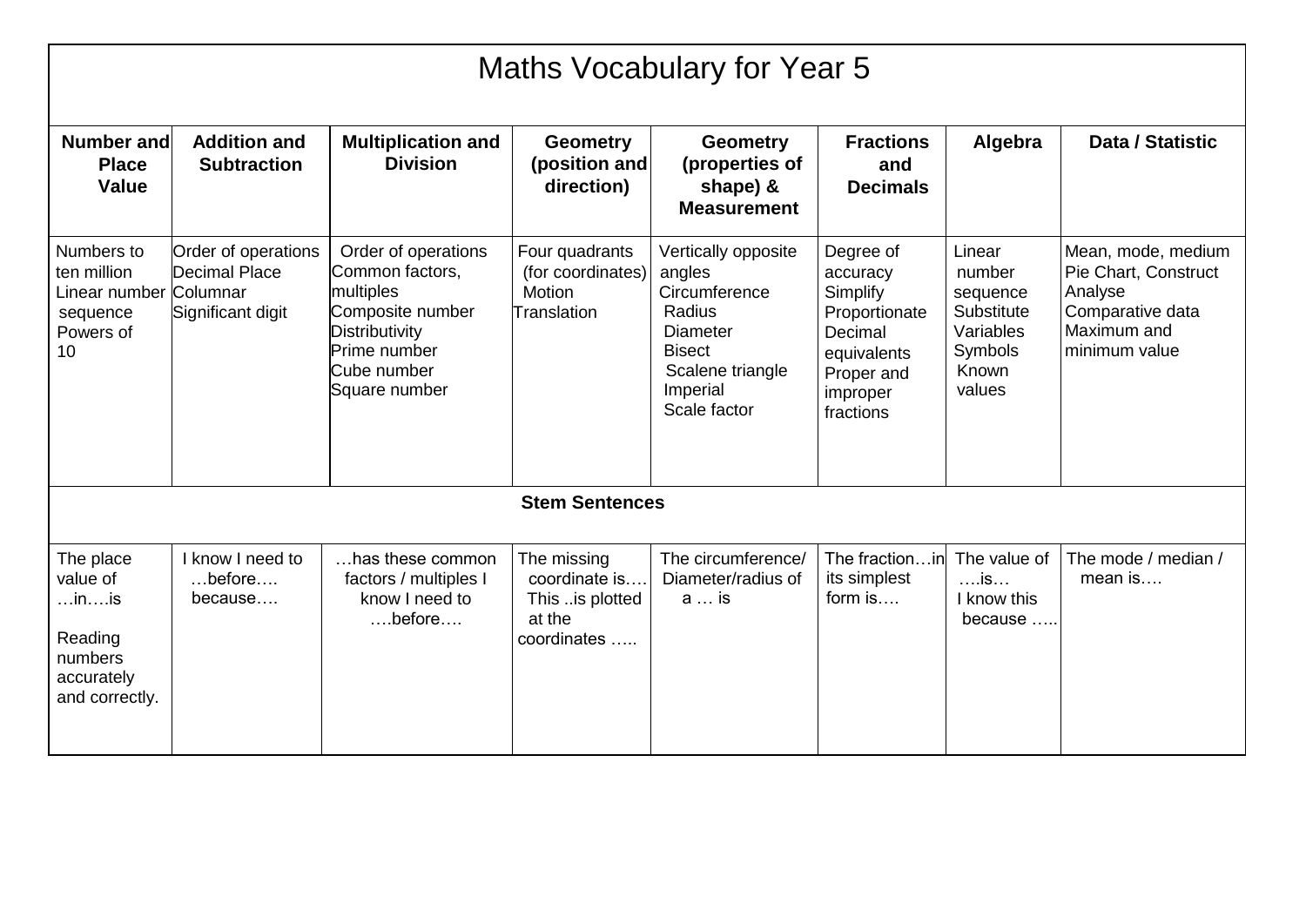# Maths Vocabulary for Year 5

| Number and Place Value | Addition and Subtraction | Multiplication and Division | Geometry (position and direction) | Geometry (properties of shape) & Measurement | Fractions and Decimals | Algebra | Data / Statistic |
|---|---|---|---|---|---|---|---|
| Numbers to ten million<br>Linear number sequence<br>Powers of 10 | Order of operations<br>Decimal Place<br>Columnar<br>Significant digit | Order of operations<br>Common factors, multiples<br>Composite number<br>Distributivity<br>Prime number<br>Cube number<br>Square number | Four quadrants (for coordinates)<br>Motion<br>Translation | Vertically opposite angles<br>Circumference<br>Radius<br>Diameter<br>Bisect<br>Scalene triangle<br>Imperial<br>Scale factor | Degree of accuracy<br>Simplify<br>Proportionate<br>Decimal equivalents<br>Proper and improper fractions | Linear number sequence<br>Substitute<br>Variables<br>Symbols<br>Known values | Mean, mode, medium<br>Pie Chart, Construct<br>Analyse<br>Comparative data<br>Maximum and minimum value |
| **Stem Sentences** | | | | | | | |
| The place value of …in….is<br><br>Reading numbers accurately and correctly. | I know I need to …before…. because…. | …has these common factors / multiples I know I need to ….before…. | The missing coordinate is…. This ..is plotted at the coordinates ….. | The circumference/ Diameter/radius of a … is | The fraction…in its simplest form is…. | The value of ….is… I know this because ….. | The mode / median / mean is…. |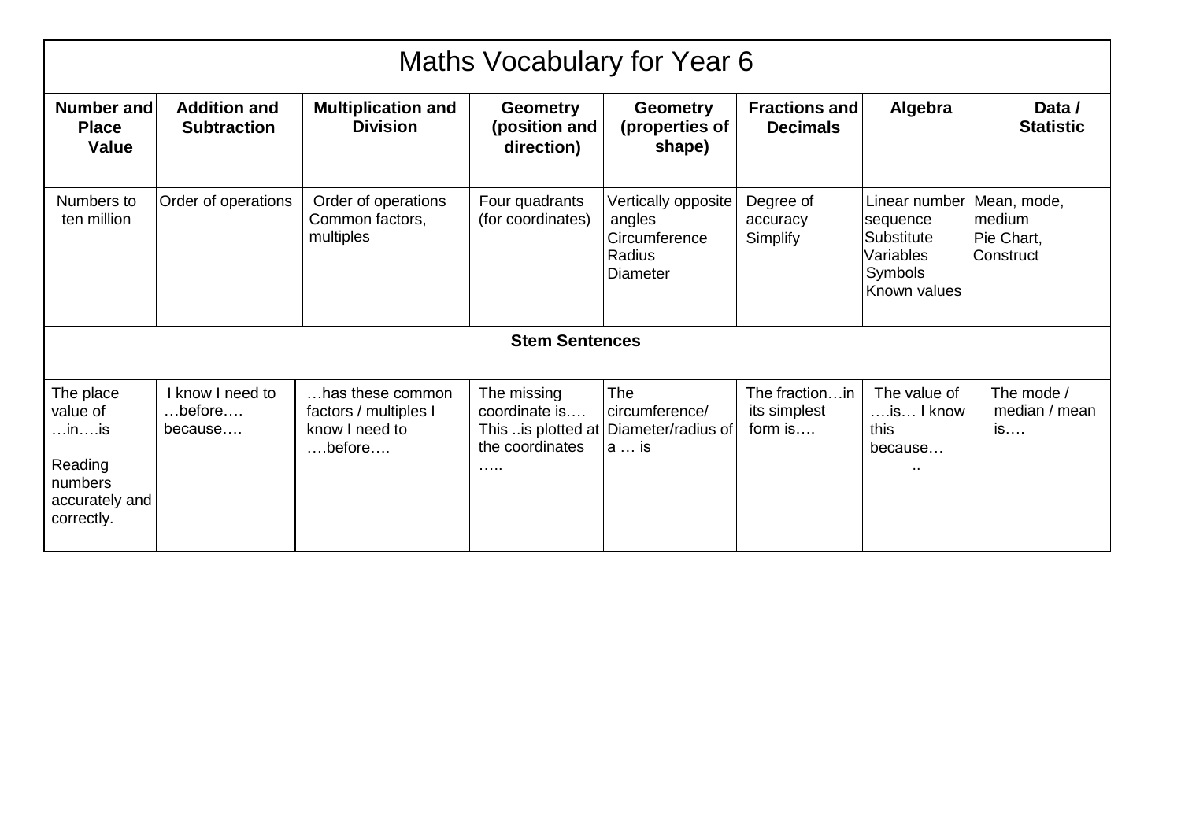# Maths Vocabulary for Year 6

| Number and Place Value | Addition and Subtraction | Multiplication and Division | Geometry (position and direction) | Geometry (properties of shape) | Fractions and Decimals | Algebra | Data / Statistic |
|---|---|---|---|---|---|---|---|
| Numbers to ten million | Order of operations | Order of operations<br>Common factors, multiples | Four quadrants (for coordinates) | Vertically opposite angles<br>Circumference<br>Radius<br>Diameter | Degree of accuracy<br>Simplify | Linear number sequence<br>Substitute<br>Variables<br>Symbols<br>Known values | Mean, mode, medium<br>Pie Chart,<br>Construct |
| **Stem Sentences** | | | | | | | |
| The place value of …in….is<br><br>Reading numbers accurately and correctly. | I know I need to …before…. because…. | …has these common factors / multiples I know I need to ….before…. | The missing coordinate is….<br>This ..is plotted at the coordinates ….. | The circumference/ Diameter/radius of a … is | The fraction…in its simplest form is…. | The value of ….is… I know this because… .. | The mode / median / mean is…. |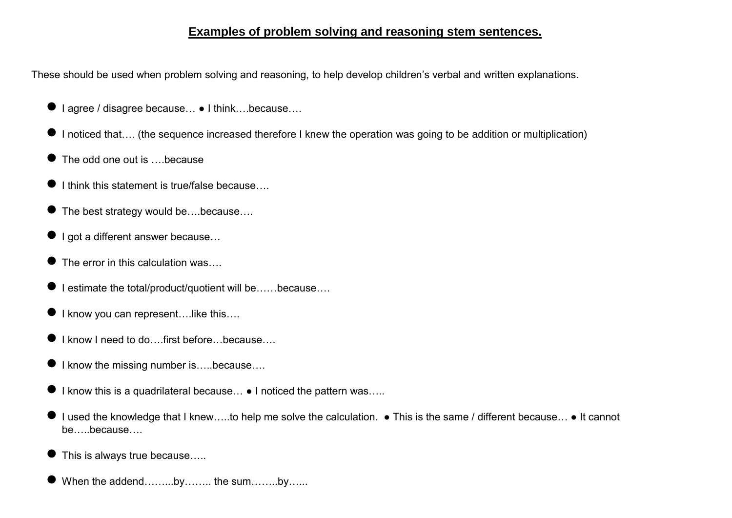**Examples of problem solving and reasoning stem sentences.**

These should be used when problem solving and reasoning, to help develop children's verbal and written explanations.

- I agree / disagree because… ● I think….because….
- I noticed that…. (the sequence increased therefore I knew the operation was going to be addition or multiplication)
- The odd one out is ….because
- I think this statement is true/false because….
- The best strategy would be….because….
- I got a different answer because…
- The error in this calculation was….
- I estimate the total/product/quotient will be……because….
- I know you can represent….like this….
- I know I need to do….first before…because….
- I know the missing number is…..because….
- I know this is a quadrilateral because… ● I noticed the pattern was…..
- I used the knowledge that I knew…..to help me solve the calculation. ● This is the same / different because… ● It cannot be…..because….
- This is always true because…..
- When the addend……...by…….. the sum……..by…...